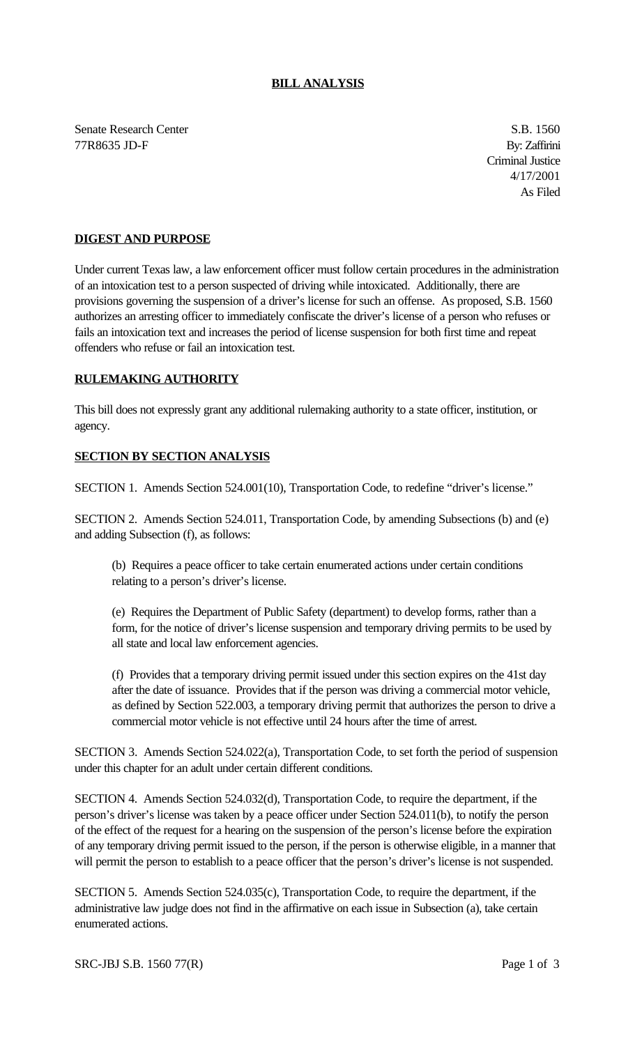# BILL ANALYSIS

Senate Research Center
77R8635 JD-F

S.B. 1560
By: Zaffirini
Criminal Justice
4/17/2001
As Filed

## DIGEST AND PURPOSE

Under current Texas law, a law enforcement officer must follow certain procedures in the administration of an intoxication test to a person suspected of driving while intoxicated. Additionally, there are provisions governing the suspension of a driver's license for such an offense. As proposed, S.B. 1560 authorizes an arresting officer to immediately confiscate the driver's license of a person who refuses or fails an intoxication text and increases the period of license suspension for both first time and repeat offenders who refuse or fail an intoxication test.

## RULEMAKING AUTHORITY

This bill does not expressly grant any additional rulemaking authority to a state officer, institution, or agency.

## SECTION BY SECTION ANALYSIS

SECTION 1. Amends Section 524.001(10), Transportation Code, to redefine "driver's license."

SECTION 2. Amends Section 524.011, Transportation Code, by amending Subsections (b) and (e) and adding Subsection (f), as follows:

> (b) Requires a peace officer to take certain enumerated actions under certain conditions relating to a person's driver's license.
>
> (e) Requires the Department of Public Safety (department) to develop forms, rather than a form, for the notice of driver's license suspension and temporary driving permits to be used by all state and local law enforcement agencies.
>
> (f) Provides that a temporary driving permit issued under this section expires on the 41st day after the date of issuance. Provides that if the person was driving a commercial motor vehicle, as defined by Section 522.003, a temporary driving permit that authorizes the person to drive a commercial motor vehicle is not effective until 24 hours after the time of arrest.

SECTION 3. Amends Section 524.022(a), Transportation Code, to set forth the period of suspension under this chapter for an adult under certain different conditions.

SECTION 4. Amends Section 524.032(d), Transportation Code, to require the department, if the person's driver's license was taken by a peace officer under Section 524.011(b), to notify the person of the effect of the request for a hearing on the suspension of the person's license before the expiration of any temporary driving permit issued to the person, if the person is otherwise eligible, in a manner that will permit the person to establish to a peace officer that the person's driver's license is not suspended.

SECTION 5. Amends Section 524.035(c), Transportation Code, to require the department, if the administrative law judge does not find in the affirmative on each issue in Subsection (a), take certain enumerated actions.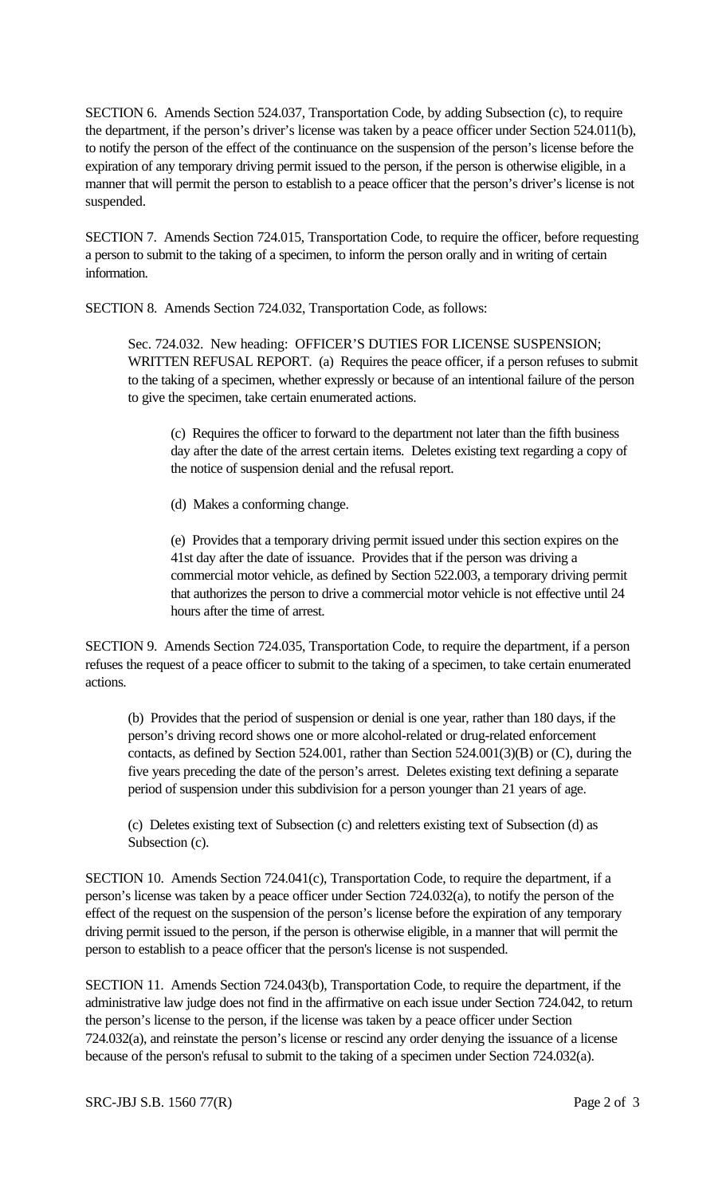SECTION 6. Amends Section 524.037, Transportation Code, by adding Subsection (c), to require the department, if the person's driver's license was taken by a peace officer under Section 524.011(b), to notify the person of the effect of the continuance on the suspension of the person's license before the expiration of any temporary driving permit issued to the person, if the person is otherwise eligible, in a manner that will permit the person to establish to a peace officer that the person's driver's license is not suspended.

SECTION 7. Amends Section 724.015, Transportation Code, to require the officer, before requesting a person to submit to the taking of a specimen, to inform the person orally and in writing of certain information.

SECTION 8. Amends Section 724.032, Transportation Code, as follows:

> Sec. 724.032. New heading: OFFICER'S DUTIES FOR LICENSE SUSPENSION; WRITTEN REFUSAL REPORT. (a) Requires the peace officer, if a person refuses to submit to the taking of a specimen, whether expressly or because of an intentional failure of the person to give the specimen, take certain enumerated actions.
>
> > (c) Requires the officer to forward to the department not later than the fifth business day after the date of the arrest certain items. Deletes existing text regarding a copy of the notice of suspension denial and the refusal report.
> >
> > (d) Makes a conforming change.
> >
> > (e) Provides that a temporary driving permit issued under this section expires on the 41st day after the date of issuance. Provides that if the person was driving a commercial motor vehicle, as defined by Section 522.003, a temporary driving permit that authorizes the person to drive a commercial motor vehicle is not effective until 24 hours after the time of arrest.

SECTION 9. Amends Section 724.035, Transportation Code, to require the department, if a person refuses the request of a peace officer to submit to the taking of a specimen, to take certain enumerated actions.

> (b) Provides that the period of suspension or denial is one year, rather than 180 days, if the person's driving record shows one or more alcohol-related or drug-related enforcement contacts, as defined by Section 524.001, rather than Section 524.001(3)(B) or (C), during the five years preceding the date of the person's arrest. Deletes existing text defining a separate period of suspension under this subdivision for a person younger than 21 years of age.
>
> (c) Deletes existing text of Subsection (c) and reletters existing text of Subsection (d) as Subsection (c).

SECTION 10. Amends Section 724.041(c), Transportation Code, to require the department, if a person's license was taken by a peace officer under Section 724.032(a), to notify the person of the effect of the request on the suspension of the person's license before the expiration of any temporary driving permit issued to the person, if the person is otherwise eligible, in a manner that will permit the person to establish to a peace officer that the person's license is not suspended.

SECTION 11. Amends Section 724.043(b), Transportation Code, to require the department, if the administrative law judge does not find in the affirmative on each issue under Section 724.042, to return the person's license to the person, if the license was taken by a peace officer under Section 724.032(a), and reinstate the person's license or rescind any order denying the issuance of a license because of the person's refusal to submit to the taking of a specimen under Section 724.032(a).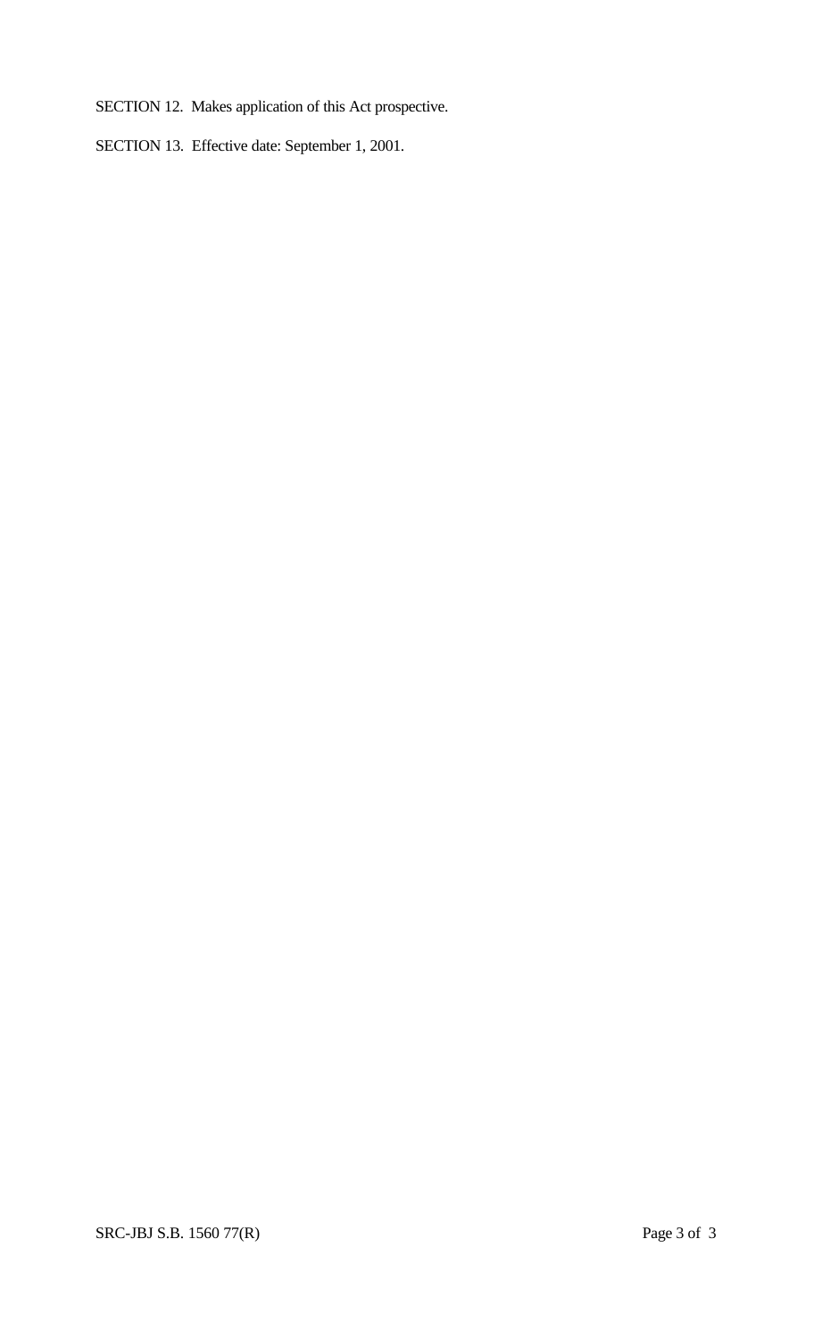SECTION 12. Makes application of this Act prospective.

SECTION 13. Effective date: September 1, 2001.